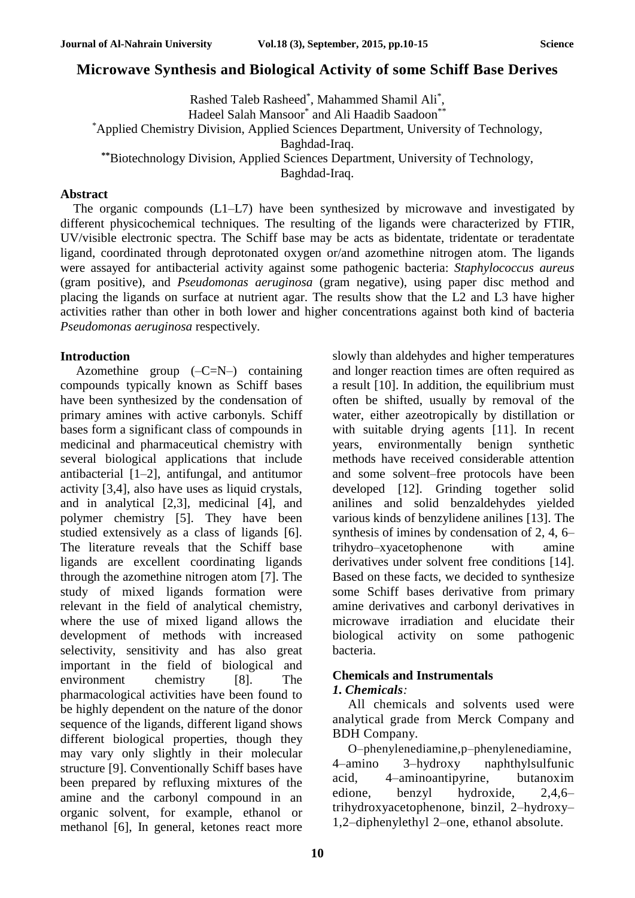# Microwave Synthesis and Biological Activity of some Schiff Base Derives

Rashed Taleb Rasheed[*], Mahammed Shamil Ali[*],
Hadeel Salah Mansoor[*] and Ali Haadib Saadoon[**]

[*]Applied Chemistry Division, Applied Sciences Department, University of Technology, Baghdad-Iraq.

[**]Biotechnology Division, Applied Sciences Department, University of Technology, Baghdad-Iraq.

## Abstract

The organic compounds (L1–L7) have been synthesized by microwave and investigated by different physicochemical techniques. The resulting of the ligands were characterized by FTIR, UV/visible electronic spectra. The Schiff base may be acts as bidentate, tridentate or teradentate ligand, coordinated through deprotonated oxygen or/and azomethine nitrogen atom. The ligands were assayed for antibacterial activity against some pathogenic bacteria: *Staphylococcus aureus* (gram positive), and *Pseudomonas aeruginosa* (gram negative), using paper disc method and placing the ligands on surface at nutrient agar. The results show that the L2 and L3 have higher activities rather than other in both lower and higher concentrations against both kind of bacteria *Pseudomonas aeruginosa* respectively.

## Introduction

Azomethine group (–C=N–) containing compounds typically known as Schiff bases have been synthesized by the condensation of primary amines with active carbonyls. Schiff bases form a significant class of compounds in medicinal and pharmaceutical chemistry with several biological applications that include antibacterial [1–2], antifungal, and antitumor activity [3,4], also have uses as liquid crystals, and in analytical [2,3], medicinal [4], and polymer chemistry [5]. They have been studied extensively as a class of ligands [6]. The literature reveals that the Schiff base ligands are excellent coordinating ligands through the azomethine nitrogen atom [7]. The study of mixed ligands formation were relevant in the field of analytical chemistry, where the use of mixed ligand allows the development of methods with increased selectivity, sensitivity and has also great important in the field of biological and environment chemistry [8]. The pharmacological activities have been found to be highly dependent on the nature of the donor sequence of the ligands, different ligand shows different biological properties, though they may vary only slightly in their molecular structure [9]. Conventionally Schiff bases have been prepared by refluxing mixtures of the amine and the carbonyl compound in an organic solvent, for example, ethanol or methanol [6], In general, ketones react more slowly than aldehydes and higher temperatures and longer reaction times are often required as a result [10]. In addition, the equilibrium must often be shifted, usually by removal of the water, either azeotropically by distillation or with suitable drying agents [11]. In recent years, environmentally benign synthetic methods have received considerable attention and some solvent–free protocols have been developed [12]. Grinding together solid anilines and solid benzaldehydes yielded various kinds of benzylidene anilines [13]. The synthesis of imines by condensation of 2, 4, 6–trihydro–xyacetophenone with amine derivatives under solvent free conditions [14]. Based on these facts, we decided to synthesize some Schiff bases derivative from primary amine derivatives and carbonyl derivatives in microwave irradiation and elucidate their biological activity on some pathogenic bacteria.

## Chemicals and Instrumentals

### *1. Chemicals:*

All chemicals and solvents used were analytical grade from Merck Company and BDH Company.

O–phenylenediamine,p–phenylenediamine, 4–amino 3–hydroxy naphthylsulfunic acid, 4–aminoantipyrine, butanoxim edione, benzyl hydroxide, 2,4,6–trihydroxyacetophenone, binzil, 2–hydroxy–1,2–diphenylethyl 2–one, ethanol absolute.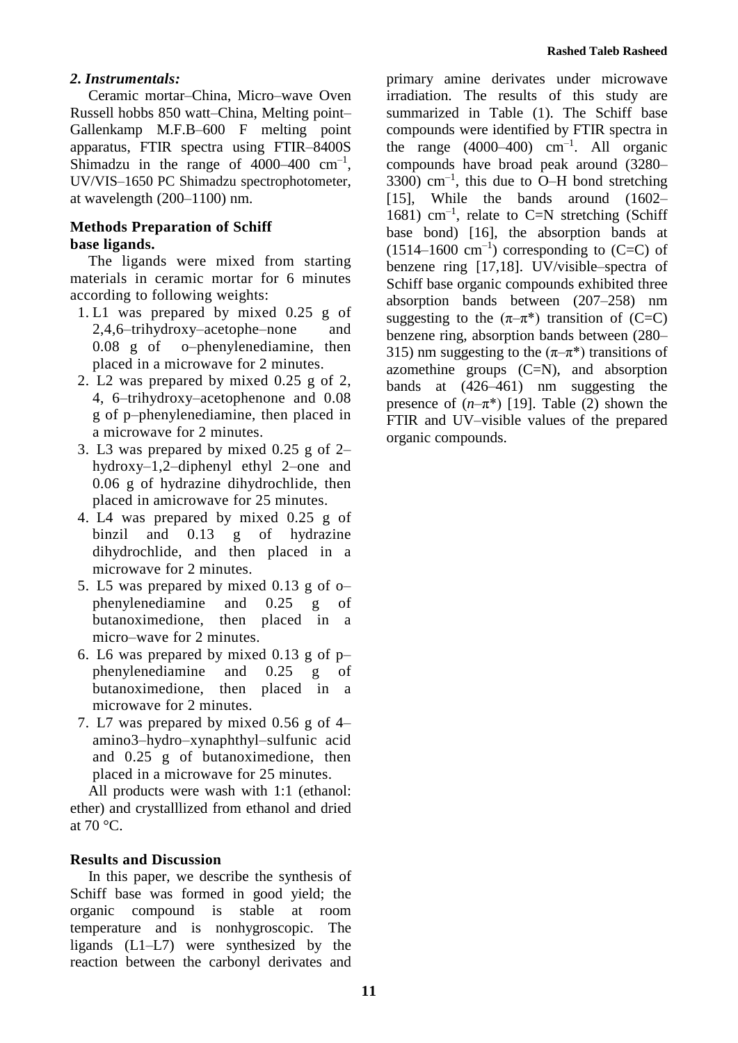## *2. Instrumentals:*

Ceramic mortar–China, Micro–wave Oven Russell hobbs 850 watt–China, Melting point–Gallenkamp M.F.B–600 F melting point apparatus, FTIR spectra using FTIR–8400S Shimadzu in the range of 4000–400 $cm^{-1}$, UV/VIS–1650 PC Shimadzu spectrophotometer, at wavelength (200–1100) nm.

### Methods Preparation of Schiff base ligands.

The ligands were mixed from starting materials in ceramic mortar for 6 minutes according to following weights:

1. L1 was prepared by mixed 0.25 g of 2,4,6–trihydroxy–acetophe–none and 0.08 g of o–phenylenediamine, then placed in a microwave for 2 minutes.
2. L2 was prepared by mixed 0.25 g of 2, 4, 6–trihydroxy–acetophenone and 0.08 g of p–phenylenediamine, then placed in a microwave for 2 minutes.
3. L3 was prepared by mixed 0.25 g of 2–hydroxy–1,2–diphenyl ethyl 2–one and 0.06 g of hydrazine dihydrochlide, then placed in amicrowave for 25 minutes.
4. L4 was prepared by mixed 0.25 g of binzil and 0.13 g of hydrazine dihydrochlide, and then placed in a microwave for 2 minutes.
5. L5 was prepared by mixed 0.13 g of o–phenylenediamine and 0.25 g of butanoximedione, then placed in a micro–wave for 2 minutes.
6. L6 was prepared by mixed 0.13 g of p–phenylenediamine and 0.25 g of butanoximedione, then placed in a microwave for 2 minutes.
7. L7 was prepared by mixed 0.56 g of 4–amino3–hydro–xynaphthyl–sulfunic acid and 0.25 g of butanoximedione, then placed in a microwave for 25 minutes.

All products were wash with 1:1 (ethanol: ether) and crystalllized from ethanol and dried at 70 °C.

### Results and Discussion

In this paper, we describe the synthesis of Schiff base was formed in good yield; the organic compound is stable at room temperature and is nonhygroscopic. The ligands (L1–L7) were synthesized by the reaction between the carbonyl derivates and primary amine derivates under microwave irradiation. The results of this study are summarized in Table (1). The Schiff base compounds were identified by FTIR spectra in the range (4000–400) $cm^{-1}$. All organic compounds have broad peak around (3280–3300) $cm^{-1}$, this due to O–H bond stretching [15], While the bands around (1602–1681) $cm^{-1}$, relate to C=N stretching (Schiff base bond) [16], the absorption bands at (1514–1600 $cm^{-1}$) corresponding to (C=C) of benzene ring [17,18]. UV/visible–spectra of Schiff base organic compounds exhibited three absorption bands between (207–258) nm suggesting to the ($\pi$–$\pi$*) transition of (C=C) benzene ring, absorption bands between (280–315) nm suggesting to the ($\pi$–$\pi$*) transitions of azomethine groups (C=N), and absorption bands at (426–461) nm suggesting the presence of ($n$–$\pi$*) [19]. Table (2) shown the FTIR and UV–visible values of the prepared organic compounds.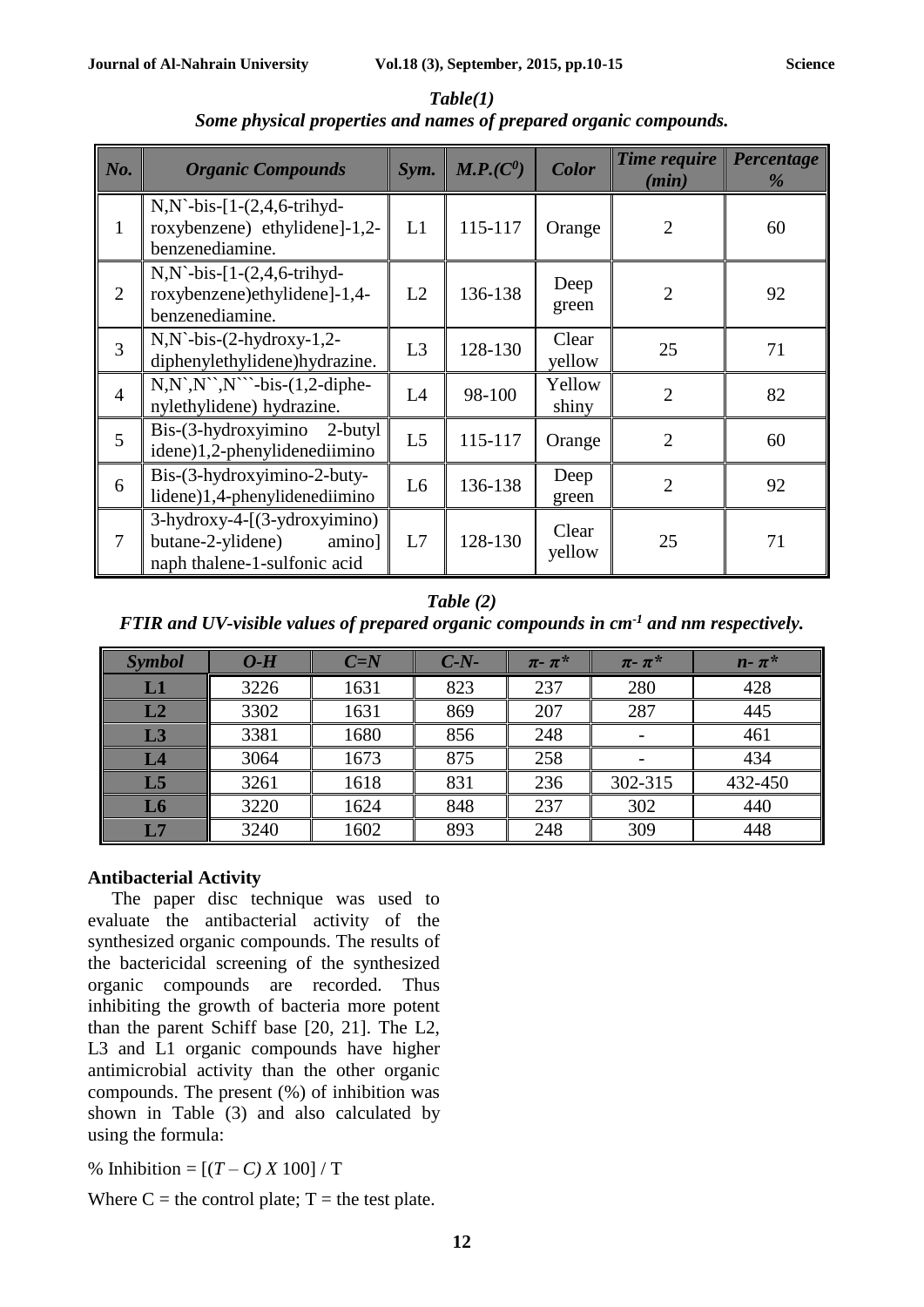***Table(1)***
***Some physical properties and names of prepared organic compounds.***

| *No.* | *Organic Compounds* | *Sym.* | *M.P.($C^0$)* | *Color* | *Time require (min)* | *Percentage %* |
|---|---|---|---|---|---|---|
| 1 | N,N`-bis-[1-(2,4,6-trihyd-roxybenzene) ethylidene]-1,2-benzenediamine. | L1 | 115-117 | Orange | 2 | 60 |
| 2 | N,N`-bis-[1-(2,4,6-trihyd-roxybenzene)ethylidene]-1,4-benzenediamine. | L2 | 136-138 | Deep green | 2 | 92 |
| 3 | N,N`-bis-(2-hydroxy-1,2-diphenylethylidene)hydrazine. | L3 | 128-130 | Clear yellow | 25 | 71 |
| 4 | N,N`,N``,N```-bis-(1,2-diphe-nylethylidene) hydrazine. | L4 | 98-100 | Yellow shiny | 2 | 82 |
| 5 | Bis-(3-hydroxyimino 2-butyl idene)1,2-phenylidenediimino | L5 | 115-117 | Orange | 2 | 60 |
| 6 | Bis-(3-hydroxyimino-2-buty-lidene)1,4-phenylidenediimino | L6 | 136-138 | Deep green | 2 | 92 |
| 7 | 3-hydroxy-4-[(3-ydroxyimino) butane-2-ylidene) amino] naph thalene-1-sulfonic acid | L7 | 128-130 | Clear yellow | 25 | 71 |

***Table (2)***
***FTIR and UV-visible values of prepared organic compounds in $cm^{-1}$ and nm respectively.***

| *Symbol* | *O-H* | *C=N* | *C-N-* | *$\pi$- $\pi$\** | *$\pi$- $\pi$\** | *n- $\pi$\** |
|---|---|---|---|---|---|---|
| **L1** | 3226 | 1631 | 823 | 237 | 280 | 428 |
| **L2** | 3302 | 1631 | 869 | 207 | 287 | 445 |
| **L3** | 3381 | 1680 | 856 | 248 | - | 461 |
| **L4** | 3064 | 1673 | 875 | 258 | - | 434 |
| **L5** | 3261 | 1618 | 831 | 236 | 302-315 | 432-450 |
| **L6** | 3220 | 1624 | 848 | 237 | 302 | 440 |
| **L7** | 3240 | 1602 | 893 | 248 | 309 | 448 |

**Antibacterial Activity**

The paper disc technique was used to evaluate the antibacterial activity of the synthesized organic compounds. The results of the bactericidal screening of the synthesized organic compounds are recorded. Thus inhibiting the growth of bacteria more potent than the parent Schiff base [20, 21]. The L2, L3 and L1 organic compounds have higher antimicrobial activity than the other organic compounds. The present (%) of inhibition was shown in Table (3) and also calculated by using the formula:

% Inhibition = $[(T – C) \times 100] / T$

Where C = the control plate; T = the test plate.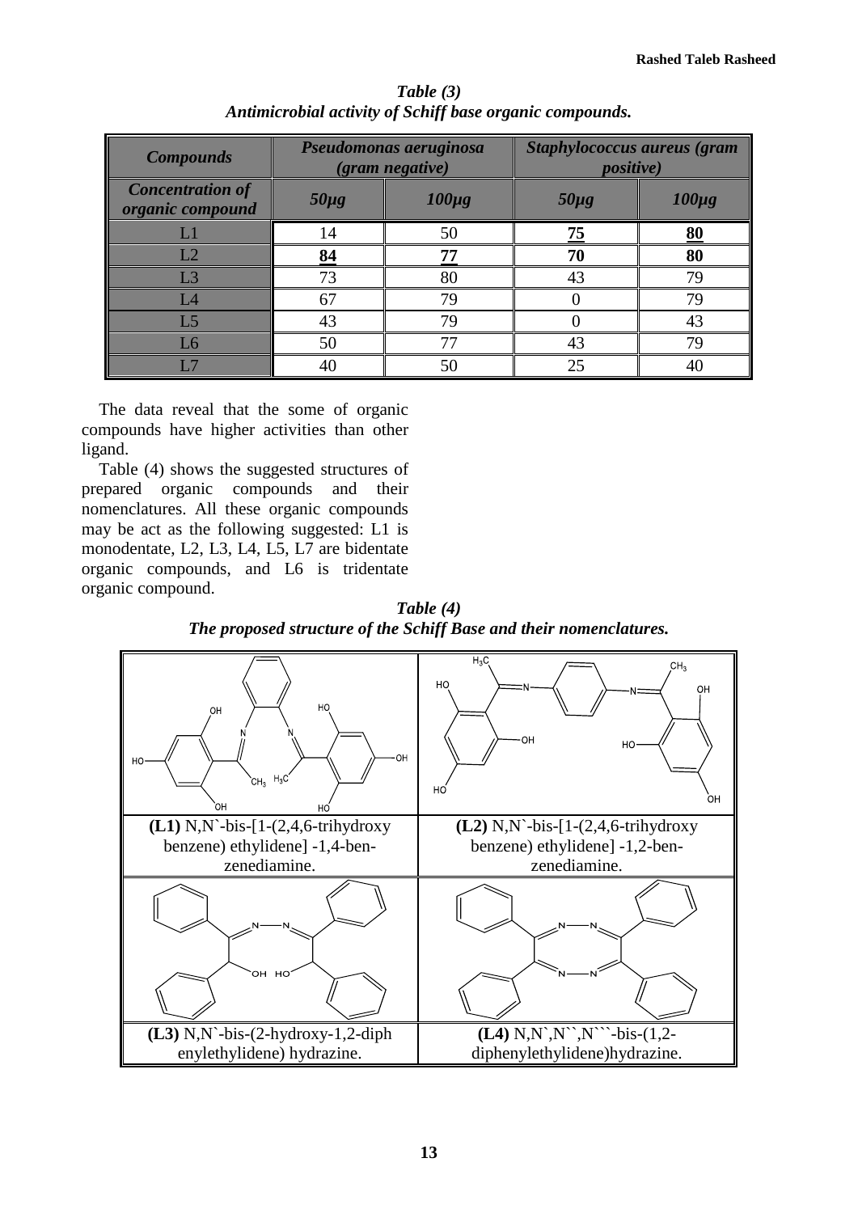***Table (3)***
***Antimicrobial activity of Schiff base organic compounds.***

| *Compounds* | *Pseudomonas aeruginosa (gram negative)* | | *Staphylococcus aureus (gram positive)* | |
|---|---|---|---|---|
| *Concentration of organic compound* | *50µg* | *100µg* | *50µg* | *100µg* |
| L1 | 14 | 50 | **75** | **80** |
| L2 | **84** | **77** | **70** | **80** |
| L3 | 73 | 80 | 43 | 79 |
| L4 | 67 | 79 | 0 | 79 |
| L5 | 43 | 79 | 0 | 43 |
| L6 | 50 | 77 | 43 | 79 |
| L7 | 40 | 50 | 25 | 40 |

The data reveal that the some of organic compounds have higher activities than other ligand.

Table (4) shows the suggested structures of prepared organic compounds and their nomenclatures. All these organic compounds may be act as the following suggested: L1 is monodentate, L2, L3, L4, L5, L7 are bidentate organic compounds, and L6 is tridentate organic compound.

***Table (4)***
***The proposed structure of the Schiff Base and their nomenclatures.***

| | |
|---|---|
| **(L1)** N,N`-bis-[1-(2,4,6-trihydroxy benzene) ethylidene] -1,4-benzenediamine. | **(L2)** N,N`-bis-[1-(2,4,6-trihydroxy benzene) ethylidene] -1,2-benzenediamine. |
| **(L3)** N,N`-bis-(2-hydroxy-1,2-diphenylethylidene) hydrazine. | **(L4)** N,N`,N``,N```-bis-(1,2-diphenylethylidene)hydrazine. |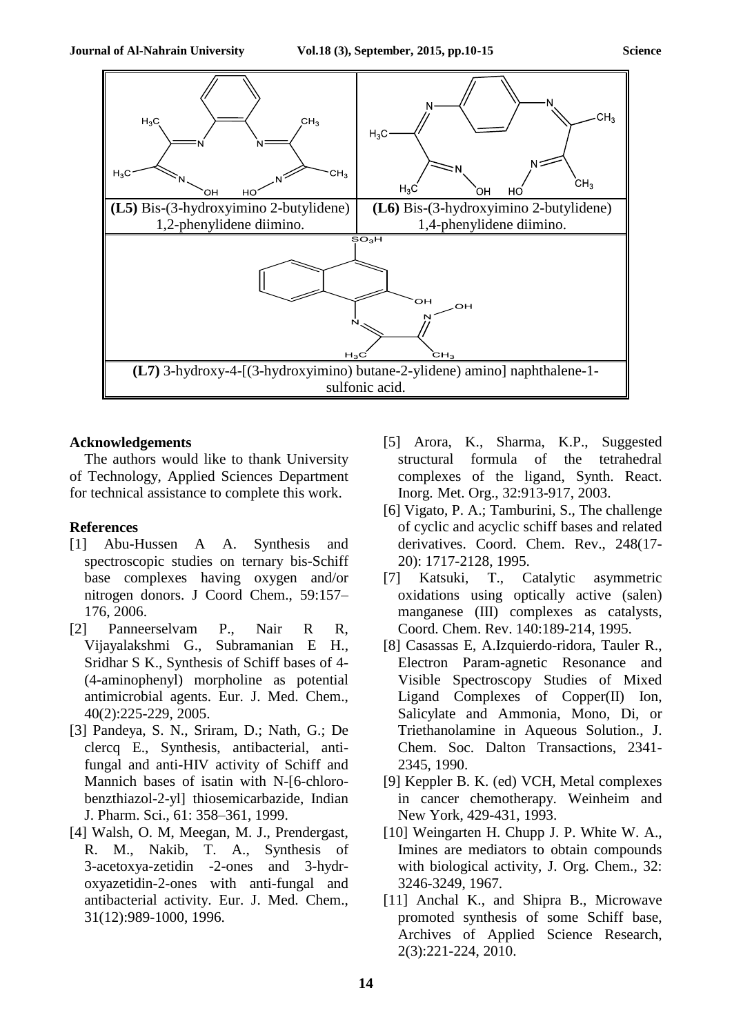| (L5) Bis-(3-hydroxyimino 2-butylidene) 1,2-phenylidene diimino. | (L6) Bis-(3-hydroxyimino 2-butylidene) 1,4-phenylidene diimino. |
| --- | --- |
| (L7) 3-hydroxy-4-[(3-hydroxyimino) butane-2-ylidene) amino] naphthalene-1-sulfonic acid. | |

## Acknowledgements

The authors would like to thank University of Technology, Applied Sciences Department for technical assistance to complete this work.

## References

[1] Abu-Hussen A A. Synthesis and spectroscopic studies on ternary bis-Schiff base complexes having oxygen and/or nitrogen donors. J Coord Chem., 59:157–176, 2006.

[2] Panneerselvam P., Nair R R, Vijayalakshmi G., Subramanian E H., Sridhar S K., Synthesis of Schiff bases of 4-(4-aminophenyl) morpholine as potential antimicrobial agents. Eur. J. Med. Chem., 40(2):225-229, 2005.

[3] Pandeya, S. N., Sriram, D.; Nath, G.; De clercq E., Synthesis, antibacterial, anti-fungal and anti-HIV activity of Schiff and Mannich bases of isatin with N-[6-chloro-benzthiazol-2-yl] thiosemicarbazide, Indian J. Pharm. Sci., 61: 358–361, 1999.

[4] Walsh, O. M, Meegan, M. J., Prendergast, R. M., Nakib, T. A., Synthesis of 3-acetoxya-zetidin -2-ones and 3-hydr-oxyazetidin-2-ones with anti-fungal and antibacterial activity. Eur. J. Med. Chem., 31(12):989-1000, 1996.

[5] Arora, K., Sharma, K.P., Suggested structural formula of the tetrahedral complexes of the ligand, Synth. React. Inorg. Met. Org., 32:913-917, 2003.

[6] Vigato, P. A.; Tamburini, S., The challenge of cyclic and acyclic schiff bases and related derivatives. Coord. Chem. Rev., 248(17-20): 1717-2128, 1995.

[7] Katsuki, T., Catalytic asymmetric oxidations using optically active (salen) manganese (III) complexes as catalysts, Coord. Chem. Rev. 140:189-214, 1995.

[8] Casassas E, A.Izquierdo-ridora, Tauler R., Electron Param-agnetic Resonance and Visible Spectroscopy Studies of Mixed Ligand Complexes of Copper(II) Ion, Salicylate and Ammonia, Mono, Di, or Triethanolamine in Aqueous Solution., J. Chem. Soc. Dalton Transactions, 2341-2345, 1990.

[9] Keppler B. K. (ed) VCH, Metal complexes in cancer chemotherapy. Weinheim and New York, 429-431, 1993.

[10] Weingarten H. Chupp J. P. White W. A., Imines are mediators to obtain compounds with biological activity, J. Org. Chem., 32: 3246-3249, 1967.

[11] Anchal K., and Shipra B., Microwave promoted synthesis of some Schiff base, Archives of Applied Science Research, 2(3):221-224, 2010.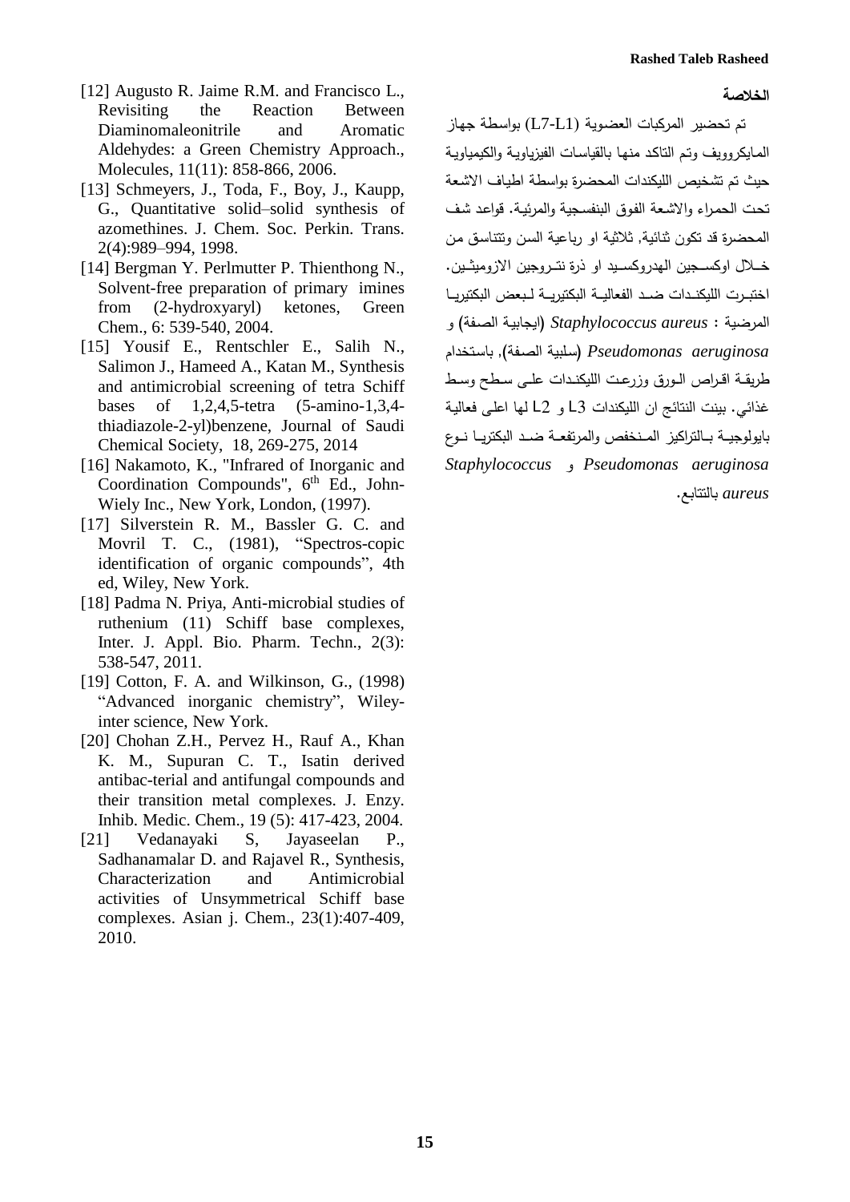[12] Augusto R. Jaime R.M. and Francisco L., Revisiting the Reaction Between Diaminomaleonitrile and Aromatic Aldehydes: a Green Chemistry Approach., Molecules, 11(11): 858-866, 2006.

[13] Schmeyers, J., Toda, F., Boy, J., Kaupp, G., Quantitative solid–solid synthesis of azomethines. J. Chem. Soc. Perkin. Trans. 2(4):989–994, 1998.

[14] Bergman Y. Perlmutter P. Thienthong N., Solvent-free preparation of primary imines from (2-hydroxyaryl) ketones, Green Chem., 6: 539-540, 2004.

[15] Yousif E., Rentschler E., Salih N., Salimon J., Hameed A., Katan M., Synthesis and antimicrobial screening of tetra Schiff bases of 1,2,4,5-tetra (5-amino-1,3,4-thiadiazole-2-yl)benzene, Journal of Saudi Chemical Society, 18, 269-275, 2014

[16] Nakamoto, K., "Infrared of Inorganic and Coordination Compounds", 6th Ed., John-Wiely Inc., New York, London, (1997).

[17] Silverstein R. M., Bassler G. C. and Movril T. C., (1981), "Spectros-copic identification of organic compounds", 4th ed, Wiley, New York.

[18] Padma N. Priya, Anti-microbial studies of ruthenium (11) Schiff base complexes, Inter. J. Appl. Bio. Pharm. Techn., 2(3): 538-547, 2011.

[19] Cotton, F. A. and Wilkinson, G., (1998) "Advanced inorganic chemistry", Wiley-inter science, New York.

[20] Chohan Z.H., Pervez H., Rauf A., Khan K. M., Supuran C. T., Isatin derived antibac-terial and antifungal compounds and their transition metal complexes. J. Enzy. Inhib. Medic. Chem., 19 (5): 417-423, 2004.

[21] Vedanayaki S, Jayaseelan P., Sadhanamalar D. and Rajavel R., Synthesis, Characterization and Antimicrobial activities of Unsymmetrical Schiff base complexes. Asian j. Chem., 23(1):407-409, 2010.

## الخلاصة

تم تحضير المركبات العضوية (L7-L1) بواسطة جهاز المايكروويف وتم التاكد منها بالقياسات الفيزياوية والكيمياوية حيث تم تشخيص الليكندات المحضرة بواسطة اطياف الاشعة تحت الحمراء والاشعة الفوق البنفسجية والمرئية. قواعد شف المحضرة قد تكون ثنائية, ثلاثية او رباعية السن وتتناسق من خلال اوكسجين الهدروكسيد او ذرة نتروجين الازوميثين. اختبرت الليكندات ضد الفعالية البكتيرية لبعض البكتيريا المرضية : *Staphylococcus aureus* (ايجابية الصفة) و *Pseudomonas aeruginosa* (سلبية الصفة), باستخدام طريقة اقراص الورق وزرعت الليكندات على سطح وسط غذائي. بينت النتائج ان الليكندات L3 و L2 لها اعلى فعالية بايولوجية بالتراكيز المنخفض والمرتفعة ضد البكتريا نوع *Pseudomonas aeruginosa* و *Staphylococcus aureus* بالتتابع.